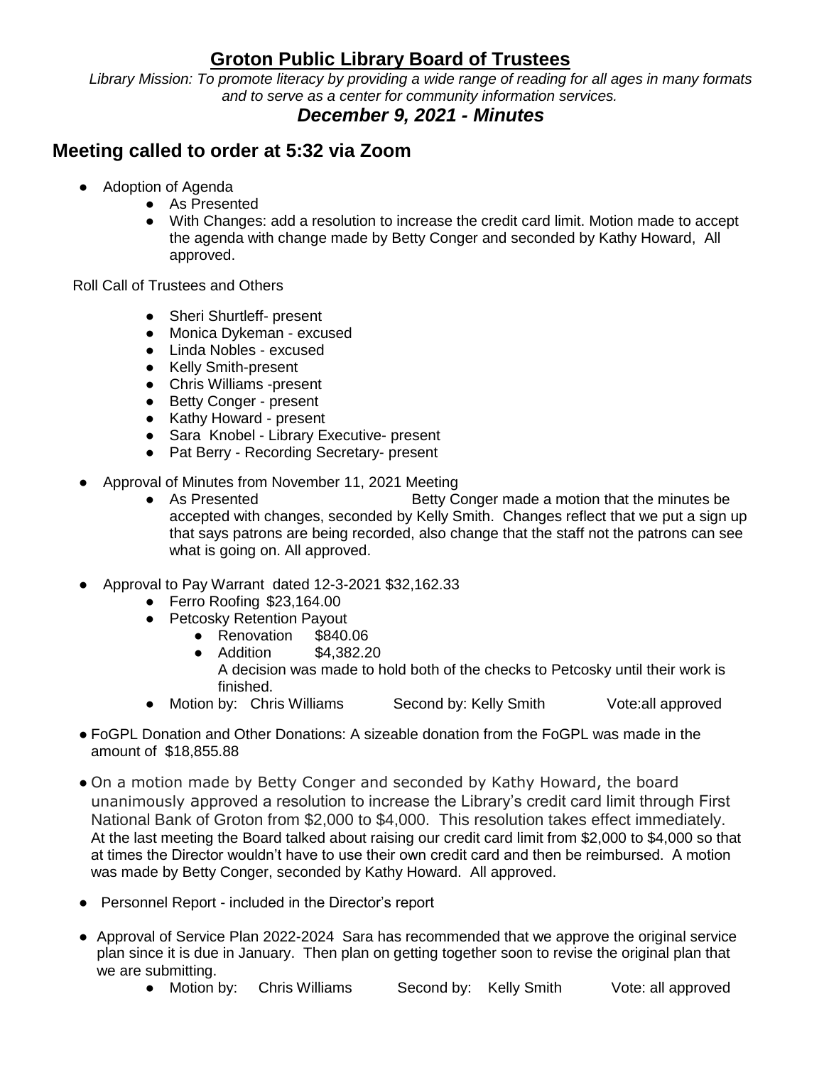# Groton Public Library Board of Trustees

*Library Mission: To promote literacy by providing a wide range of reading for all ages in many formats and to serve as a center for community information services.*

## *December 9, 2021 - Minutes*

## Meeting called to order at 5:32 via Zoom

- Adoption of Agenda
  - As Presented
  - With Changes: add a resolution to increase the credit card limit. Motion made to accept the agenda with change made by Betty Conger and seconded by Kathy Howard, All approved.

Roll Call of Trustees and Others

- Sheri Shurtleff- present
- Monica Dykeman - excused
- Linda Nobles - excused
- Kelly Smith-present
- Chris Williams -present
- Betty Conger - present
- Kathy Howard - present
- Sara Knobel - Library Executive- present
- Pat Berry - Recording Secretary- present

- Approval of Minutes from November 11, 2021 Meeting
  - As Presented Betty Conger made a motion that the minutes be accepted with changes, seconded by Kelly Smith. Changes reflect that we put a sign up that says patrons are being recorded, also change that the staff not the patrons can see what is going on. All approved.

- Approval to Pay Warrant dated 12-3-2021 $32,162.33
  - Ferro Roofing $23,164.00
  - Petcosky Retention Payout
    - Renovation $840.06
    - Addition $4,382.20

      A decision was made to hold both of the checks to Petcosky until their work is finished.
  - Motion by: Chris Williams Second by: Kelly Smith Vote:all approved

- FoGPL Donation and Other Donations: A sizeable donation from the FoGPL was made in the amount of $18,855.88

- On a motion made by Betty Conger and seconded by Kathy Howard, the board unanimously approved a resolution to increase the Library's credit card limit through First National Bank of Groton from $2,000 to $4,000. This resolution takes effect immediately. At the last meeting the Board talked about raising our credit card limit from $2,000 to $4,000 so that at times the Director wouldn't have to use their own credit card and then be reimbursed. A motion was made by Betty Conger, seconded by Kathy Howard. All approved.

- Personnel Report - included in the Director's report

- Approval of Service Plan 2022-2024 Sara has recommended that we approve the original service plan since it is due in January. Then plan on getting together soon to revise the original plan that we are submitting.
  - Motion by: Chris Williams Second by: Kelly Smith Vote: all approved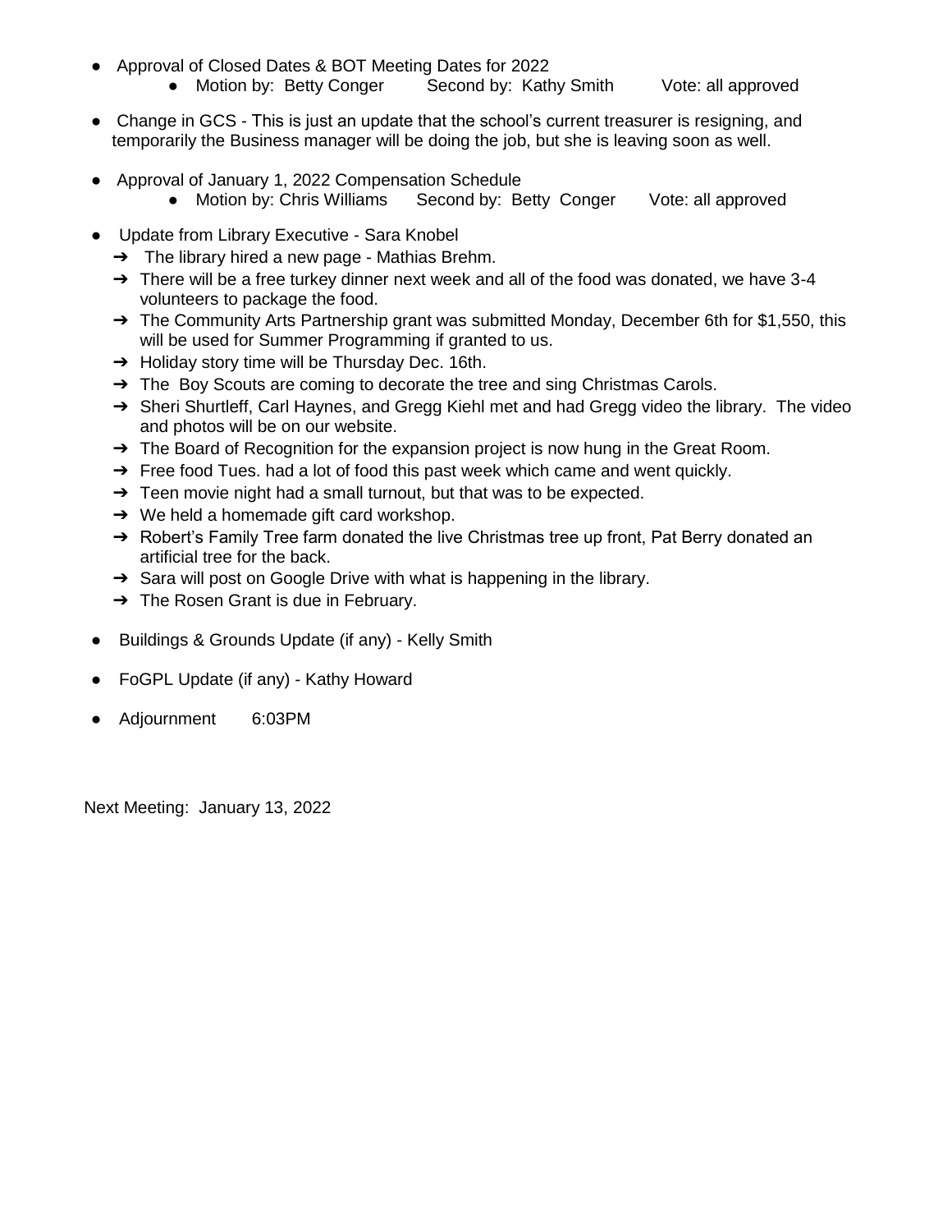- Approval of Closed Dates & BOT Meeting Dates for 2022
    - Motion by: Betty Conger  Second by: Kathy Smith  Vote: all approved
- Change in GCS - This is just an update that the school's current treasurer is resigning, and temporarily the Business manager will be doing the job, but she is leaving soon as well.
- Approval of January 1, 2022 Compensation Schedule
    - Motion by: Chris Williams  Second by: Betty Conger  Vote: all approved
- Update from Library Executive - Sara Knobel
    - ➔ The library hired a new page - Mathias Brehm.
    - ➔ There will be a free turkey dinner next week and all of the food was donated, we have 3-4 volunteers to package the food.
    - ➔ The Community Arts Partnership grant was submitted Monday, December 6th for $1,550, this will be used for Summer Programming if granted to us.
    - ➔ Holiday story time will be Thursday Dec. 16th.
    - ➔ The Boy Scouts are coming to decorate the tree and sing Christmas Carols.
    - ➔ Sheri Shurtleff, Carl Haynes, and Gregg Kiehl met and had Gregg video the library. The video and photos will be on our website.
    - ➔ The Board of Recognition for the expansion project is now hung in the Great Room.
    - ➔ Free food Tues. had a lot of food this past week which came and went quickly.
    - ➔ Teen movie night had a small turnout, but that was to be expected.
    - ➔ We held a homemade gift card workshop.
    - ➔ Robert's Family Tree farm donated the live Christmas tree up front, Pat Berry donated an artificial tree for the back.
    - ➔ Sara will post on Google Drive with what is happening in the library.
    - ➔ The Rosen Grant is due in February.
- Buildings & Grounds Update (if any) - Kelly Smith
- FoGPL Update (if any) - Kathy Howard
- Adjournment  6:03PM

Next Meeting: January 13, 2022